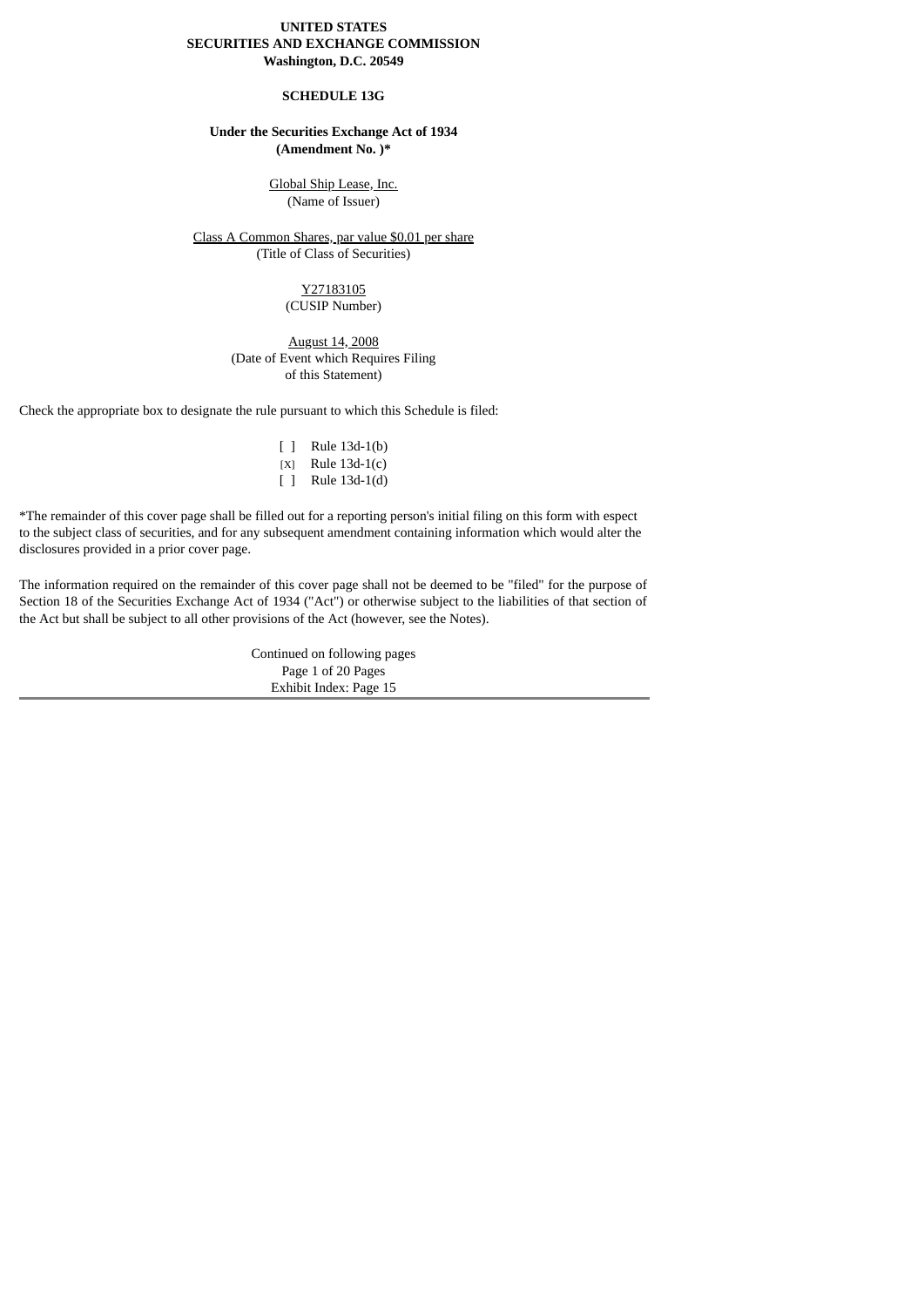**UNITED STATES**
**SECURITIES AND EXCHANGE COMMISSION**
**Washington, D.C. 20549**

**SCHEDULE 13G**

**Under the Securities Exchange Act of 1934**
**(Amendment No. )***

Global Ship Lease, Inc.
(Name of Issuer)

Class A Common Shares, par value $0.01 per share
(Title of Class of Securities)

Y27183105
(CUSIP Number)

August 14, 2008
(Date of Event which Requires Filing of this Statement)

Check the appropriate box to designate the rule pursuant to which this Schedule is filed:

[ ] Rule 13d-1(b)
[X] Rule 13d-1(c)
[ ] Rule 13d-1(d)

*The remainder of this cover page shall be filled out for a reporting person's initial filing on this form with espect to the subject class of securities, and for any subsequent amendment containing information which would alter the disclosures provided in a prior cover page.

The information required on the remainder of this cover page shall not be deemed to be "filed" for the purpose of Section 18 of the Securities Exchange Act of 1934 ("Act") or otherwise subject to the liabilities of that section of the Act but shall be subject to all other provisions of the Act (however, see the Notes).

Continued on following pages
Exhibit Index: Page 15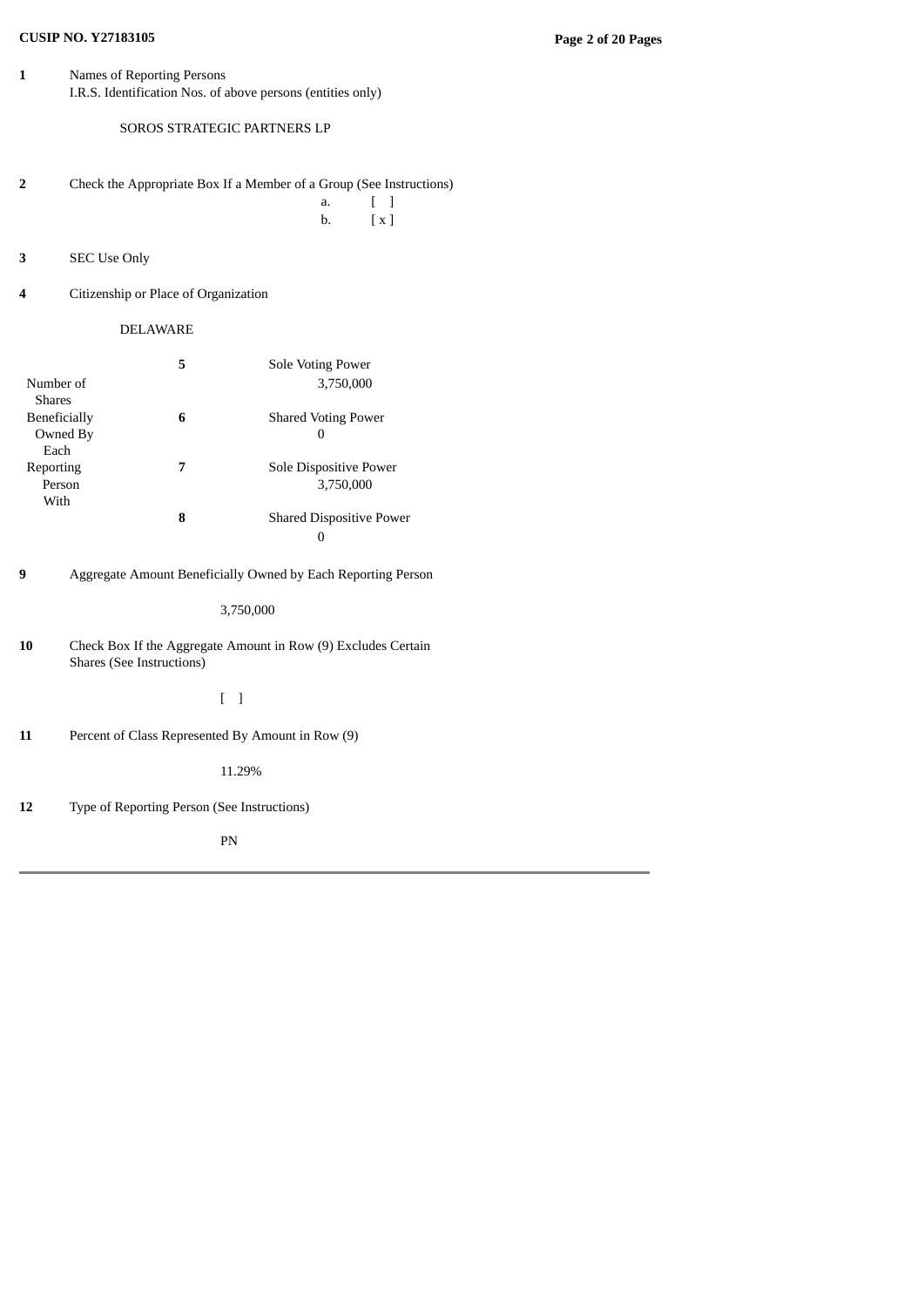**CUSIP NO. Y27183105**

| | | |
|---|---|---|
| **1** | Names of Reporting Persons<br>I.R.S. Identification Nos. of above persons (entities only)<br><br>SOROS STRATEGIC PARTNERS LP | |
| **2** | Check the Appropriate Box If a Member of a Group (See Instructions)<br>a. [ ]<br>b. [ x ] | |
| **3** | SEC Use Only | |
| **4** | Citizenship or Place of Organization<br><br>DELAWARE | |

| Number of Shares Beneficially Owned By Each Reporting Person With | | |
|---|---|---|
| | **5** | Sole Voting Power<br>3,750,000 |
| | **6** | Shared Voting Power<br>0 |
| | **7** | Sole Dispositive Power<br>3,750,000 |
| | **8** | Shared Dispositive Power<br>0 |

| | |
|---|---|
| **9** | Aggregate Amount Beneficially Owned by Each Reporting Person<br><br>3,750,000 |
| **10** | Check Box If the Aggregate Amount in Row (9) Excludes Certain Shares (See Instructions)<br><br>[ ] |
| **11** | Percent of Class Represented By Amount in Row (9)<br><br>11.29% |
| **12** | Type of Reporting Person (See Instructions)<br><br>PN |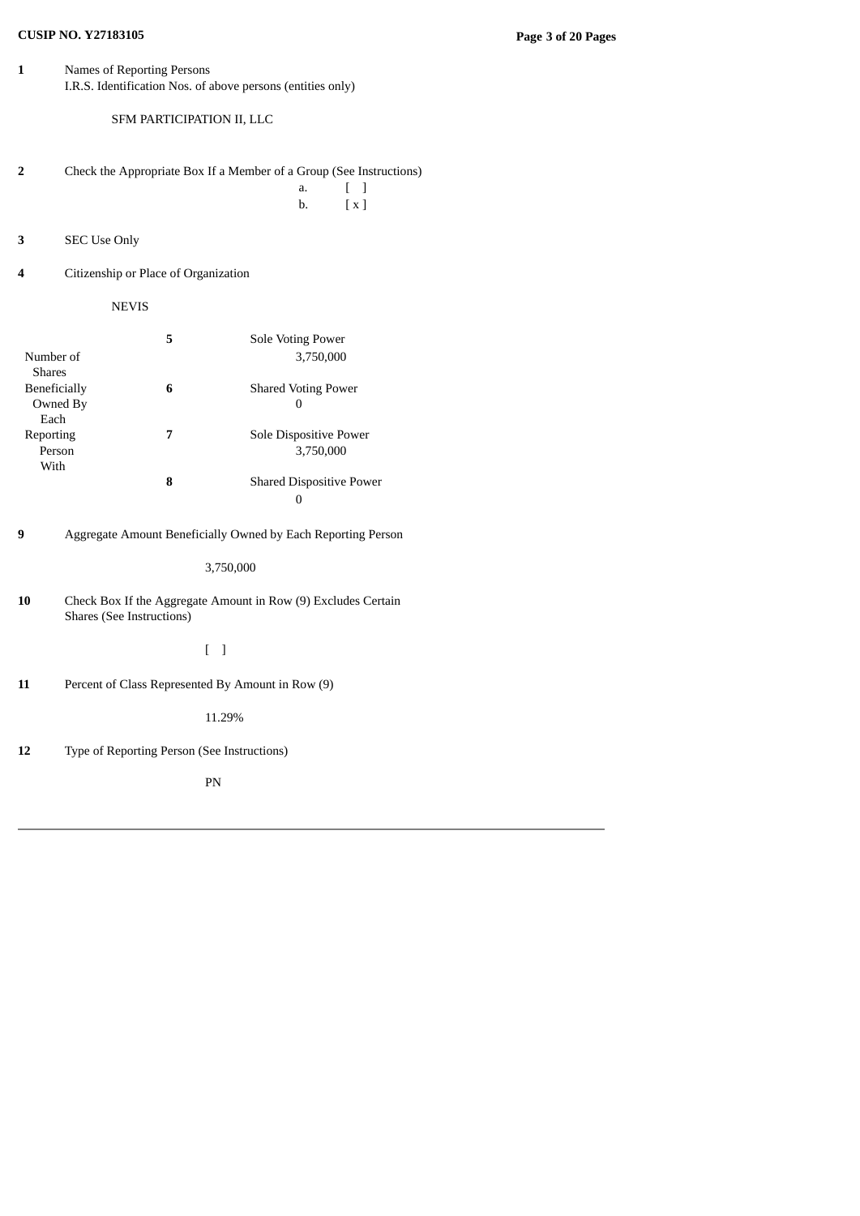**CUSIP NO. Y27183105**

| | | |
|---|---|---|
| **1** | Names of Reporting Persons<br>I.R.S. Identification Nos. of above persons (entities only)<br><br>SFM PARTICIPATION II, LLC | |
| **2** | Check the Appropriate Box If a Member of a Group (See Instructions)<br>a. [ ]<br>b. [ x ] | |
| **3** | SEC Use Only | |
| **4** | Citizenship or Place of Organization<br><br>NEVIS | |

| Number of Shares Beneficially Owned By Each Reporting Person With | | |
|---|---|---|
| | **5** | Sole Voting Power<br>3,750,000 |
| | **6** | Shared Voting Power<br>0 |
| | **7** | Sole Dispositive Power<br>3,750,000 |
| | **8** | Shared Dispositive Power<br>0 |

| | |
|---|---|
| **9** | Aggregate Amount Beneficially Owned by Each Reporting Person<br><br>3,750,000 |
| **10** | Check Box If the Aggregate Amount in Row (9) Excludes Certain Shares (See Instructions)<br><br>[ ] |
| **11** | Percent of Class Represented By Amount in Row (9)<br><br>11.29% |
| **12** | Type of Reporting Person (See Instructions)<br><br>PN |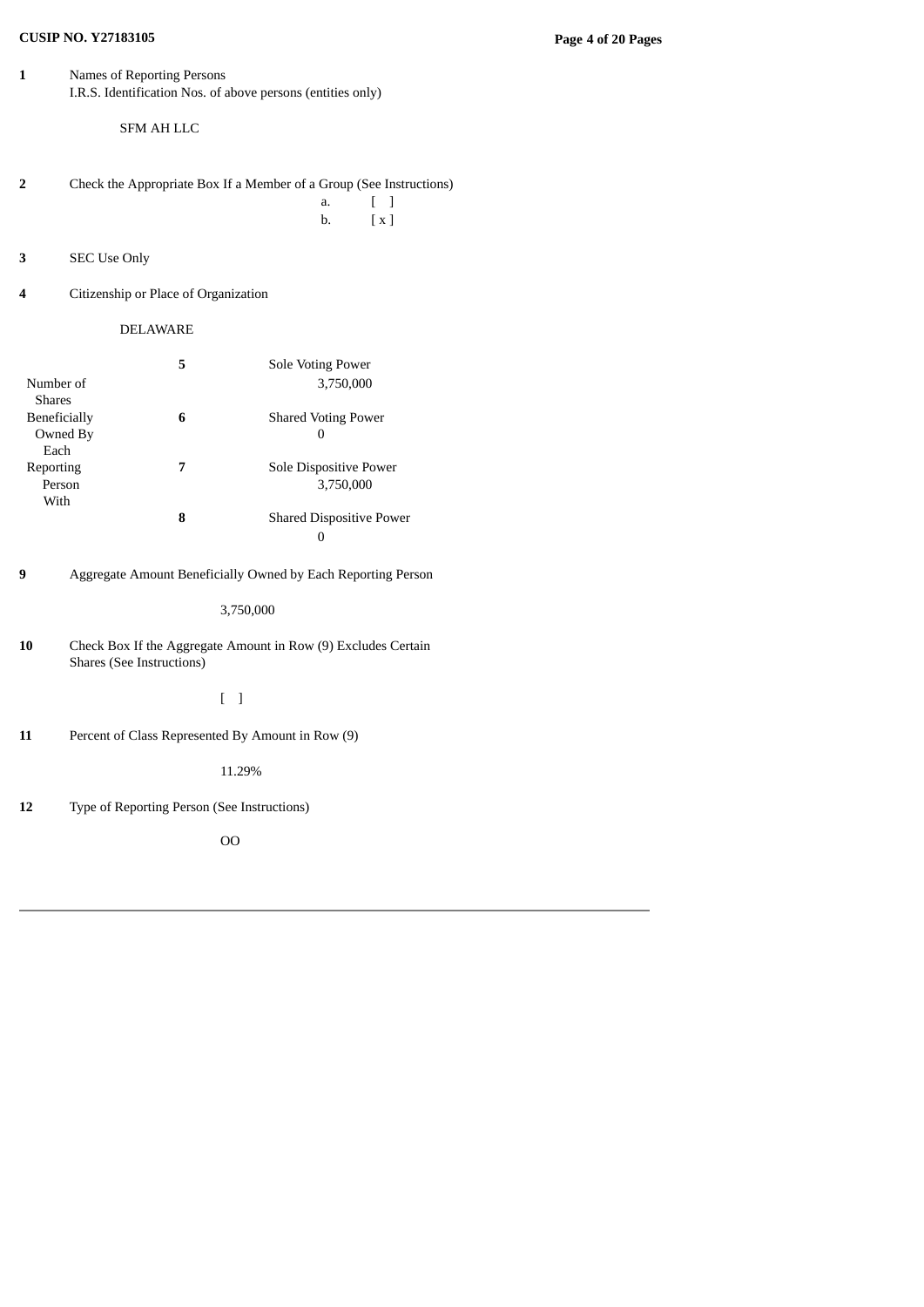CUSIP NO. Y27183105

| | |
|---|---|
| **1** | Names of Reporting Persons<br>I.R.S. Identification Nos. of above persons (entities only)<br><br>SFM AH LLC |
| **2** | Check the Appropriate Box If a Member of a Group (See Instructions)<br>a. [ ]<br>b. [ x ] |
| **3** | SEC Use Only |
| **4** | Citizenship or Place of Organization<br><br>DELAWARE |

| Number of Shares Beneficially Owned By Each Reporting Person With | | |
|---|---|---|
| | **5** | Sole Voting Power<br>3,750,000 |
| | **6** | Shared Voting Power<br>0 |
| | **7** | Sole Dispositive Power<br>3,750,000 |
| | **8** | Shared Dispositive Power<br>0 |

| | |
|---|---|
| **9** | Aggregate Amount Beneficially Owned by Each Reporting Person<br><br>3,750,000 |
| **10** | Check Box If the Aggregate Amount in Row (9) Excludes Certain Shares (See Instructions)<br><br>[ ] |
| **11** | Percent of Class Represented By Amount in Row (9)<br><br>11.29% |
| **12** | Type of Reporting Person (See Instructions)<br><br>OO |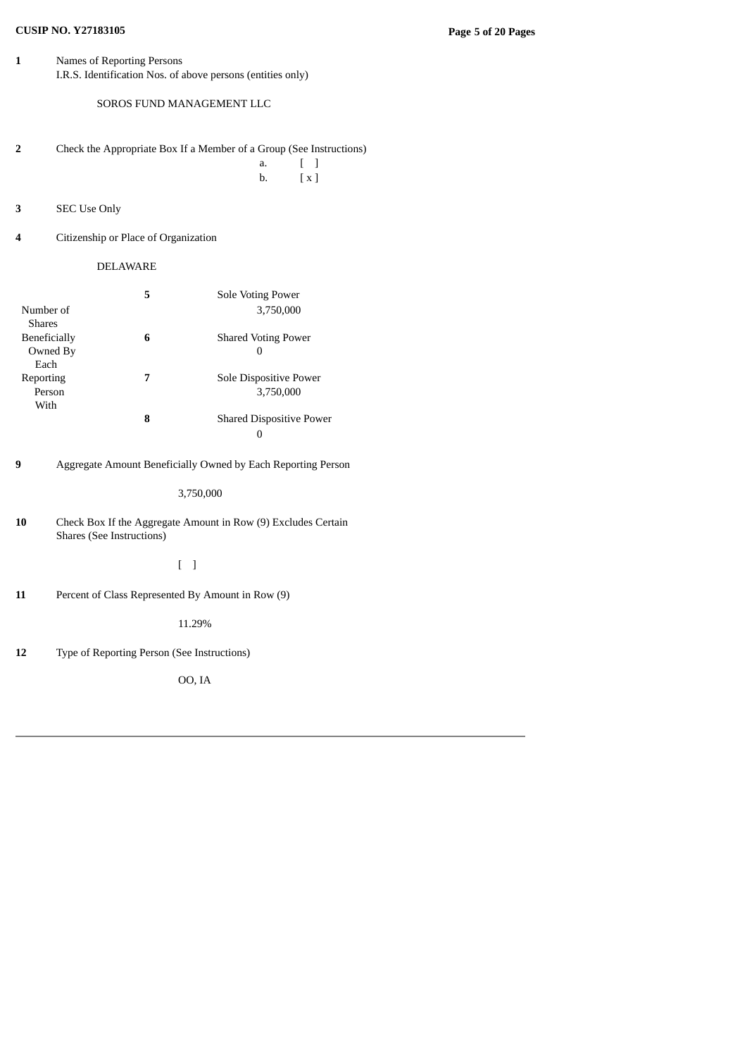**CUSIP NO. Y27183105**

| | |
|---|---|
| **1** | Names of Reporting Persons<br>I.R.S. Identification Nos. of above persons (entities only)<br><br>SOROS FUND MANAGEMENT LLC |
| **2** | Check the Appropriate Box If a Member of a Group (See Instructions)<br>a. [ ]<br>b. [ x ] |
| **3** | SEC Use Only |
| **4** | Citizenship or Place of Organization<br><br>DELAWARE |

| Number of Shares Beneficially Owned By Each Reporting Person With | | |
|---|---|---|
| | **5** | Sole Voting Power<br>3,750,000 |
| | **6** | Shared Voting Power<br>0 |
| | **7** | Sole Dispositive Power<br>3,750,000 |
| | **8** | Shared Dispositive Power<br>0 |

| | |
|---|---|
| **9** | Aggregate Amount Beneficially Owned by Each Reporting Person<br><br>3,750,000 |
| **10** | Check Box If the Aggregate Amount in Row (9) Excludes Certain Shares (See Instructions)<br><br>[ ] |
| **11** | Percent of Class Represented By Amount in Row (9)<br><br>11.29% |
| **12** | Type of Reporting Person (See Instructions)<br><br>OO, IA |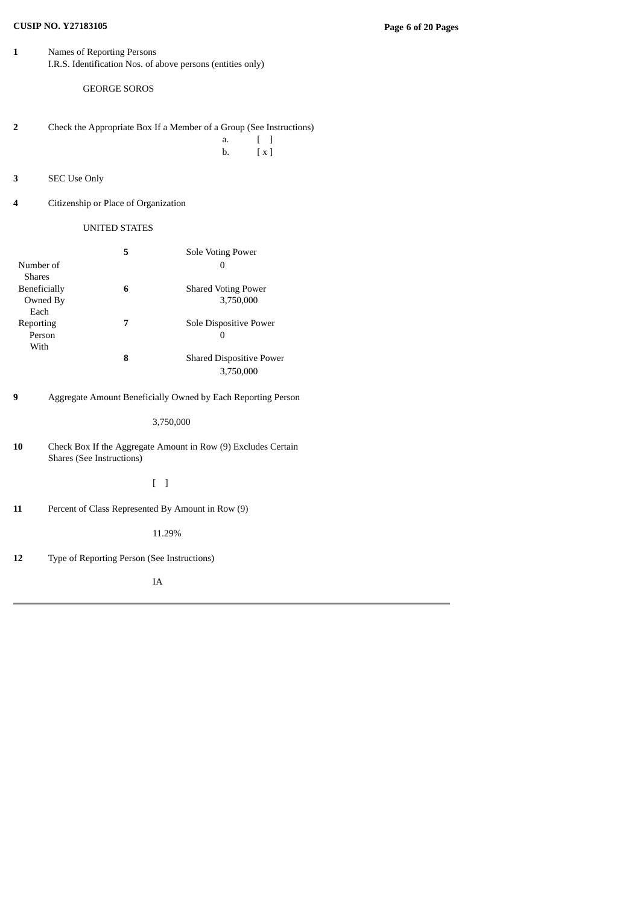CUSIP NO. Y27183105

| | | | |
|---|---|---|---|
| **1** | Names of Reporting Persons<br>I.R.S. Identification Nos. of above persons (entities only)<br><br>GEORGE SOROS | | |
| **2** | Check the Appropriate Box If a Member of a Group (See Instructions)<br>a. [ ]<br>b. [ x ] | | |
| **3** | SEC Use Only | | |
| **4** | Citizenship or Place of Organization<br><br>UNITED STATES | | |
| Number of Shares Beneficially Owned By Each Reporting Person With | **5** | Sole Voting Power | 0 |
| | **6** | Shared Voting Power | 3,750,000 |
| | **7** | Sole Dispositive Power | 0 |
| | **8** | Shared Dispositive Power | 3,750,000 |
| **9** | Aggregate Amount Beneficially Owned by Each Reporting Person<br><br>3,750,000 | | |
| **10** | Check Box If the Aggregate Amount in Row (9) Excludes Certain Shares (See Instructions)<br><br>[ ] | | |
| **11** | Percent of Class Represented By Amount in Row (9)<br><br>11.29% | | |
| **12** | Type of Reporting Person (See Instructions)<br><br>IA | | |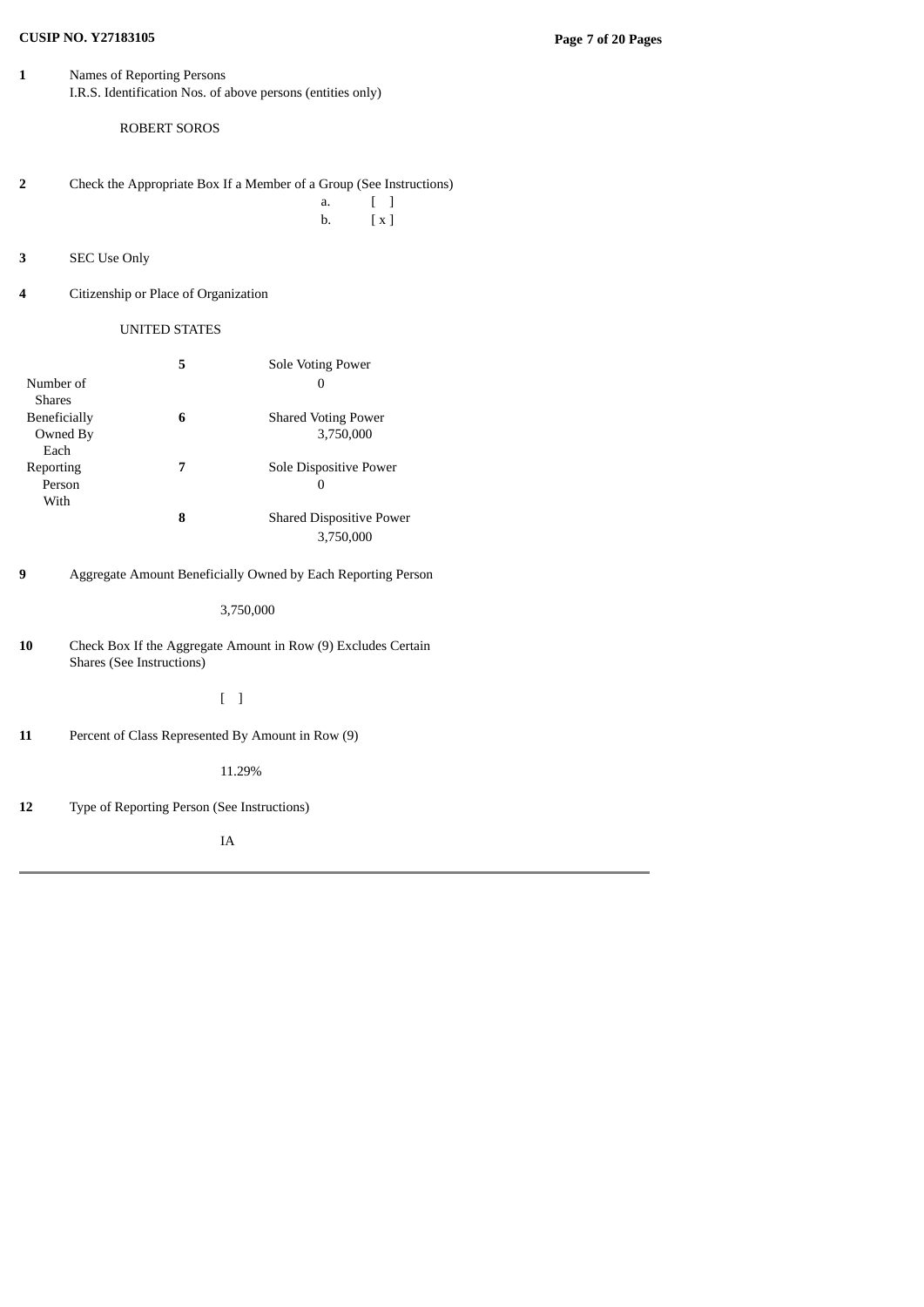**CUSIP NO. Y27183105**

| | | |
|---|---|---|
| **1** | Names of Reporting Persons<br>I.R.S. Identification Nos. of above persons (entities only)<br><br>ROBERT SOROS | |
| **2** | Check the Appropriate Box If a Member of a Group (See Instructions) | a. [ ]<br>b. [ x ] |
| **3** | SEC Use Only | |
| **4** | Citizenship or Place of Organization<br><br>UNITED STATES | |

| Number of Shares Beneficially Owned By Each Reporting Person With | | |
|---|---|---|
| | **5** | Sole Voting Power<br>0 |
| | **6** | Shared Voting Power<br>3,750,000 |
| | **7** | Sole Dispositive Power<br>0 |
| | **8** | Shared Dispositive Power<br>3,750,000 |

| | |
|---|---|
| **9** | Aggregate Amount Beneficially Owned by Each Reporting Person<br><br>3,750,000 |
| **10** | Check Box If the Aggregate Amount in Row (9) Excludes Certain Shares (See Instructions)<br><br>[ ] |
| **11** | Percent of Class Represented By Amount in Row (9)<br><br>11.29% |
| **12** | Type of Reporting Person (See Instructions)<br><br>IA |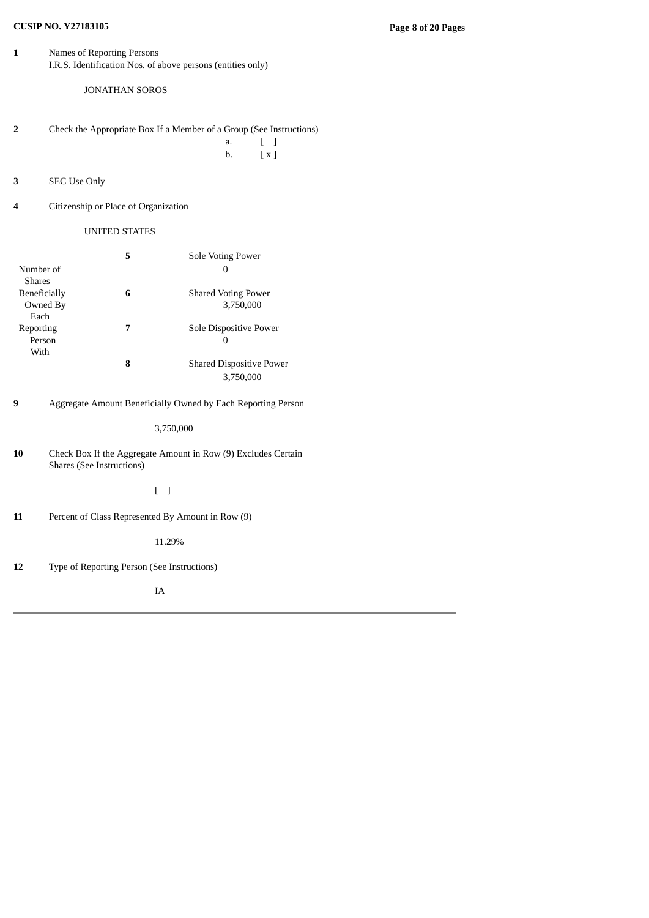CUSIP NO. Y27183105

| | | | |
|---|---|---|---|
| 1 | Names of Reporting Persons<br>I.R.S. Identification Nos. of above persons (entities only)<br><br>JONATHAN SOROS | | |
| 2 | Check the Appropriate Box If a Member of a Group (See Instructions)<br>a. [ ]<br>b. [ x ] | | |
| 3 | SEC Use Only | | |
| 4 | Citizenship or Place of Organization<br><br>UNITED STATES | | |
| Number of Shares Beneficially Owned By Each Reporting Person With | 5 | Sole Voting Power | 0 |
| | 6 | Shared Voting Power | 3,750,000 |
| | 7 | Sole Dispositive Power | 0 |
| | 8 | Shared Dispositive Power | 3,750,000 |
| 9 | Aggregate Amount Beneficially Owned by Each Reporting Person<br><br>3,750,000 | | |
| 10 | Check Box If the Aggregate Amount in Row (9) Excludes Certain Shares (See Instructions)<br><br>[ ] | | |
| 11 | Percent of Class Represented By Amount in Row (9)<br><br>11.29% | | |
| 12 | Type of Reporting Person (See Instructions)<br><br>IA | | |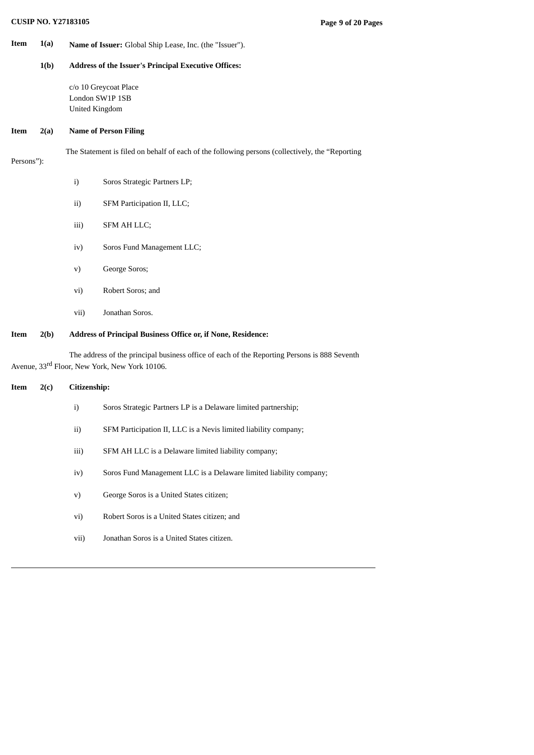**Item 1(a) Name of Issuer:** Global Ship Lease, Inc. (the "Issuer").

**1(b) Address of the Issuer's Principal Executive Offices:**

c/o 10 Greycoat Place
London SW1P 1SB
United Kingdom

**Item 2(a) Name of Person Filing**

The Statement is filed on behalf of each of the following persons (collectively, the "Reporting Persons"):

- i) Soros Strategic Partners LP;
- ii) SFM Participation II, LLC;
- iii) SFM AH LLC;
- iv) Soros Fund Management LLC;
- v) George Soros;
- vi) Robert Soros; and
- vii) Jonathan Soros.

**Item 2(b) Address of Principal Business Office or, if None, Residence:**

The address of the principal business office of each of the Reporting Persons is 888 Seventh Avenue, 33rd Floor, New York, New York 10106.

**Item 2(c) Citizenship:**

- i) Soros Strategic Partners LP is a Delaware limited partnership;
- ii) SFM Participation II, LLC is a Nevis limited liability company;
- iii) SFM AH LLC is a Delaware limited liability company;
- iv) Soros Fund Management LLC is a Delaware limited liability company;
- v) George Soros is a United States citizen;
- vi) Robert Soros is a United States citizen; and
- vii) Jonathan Soros is a United States citizen.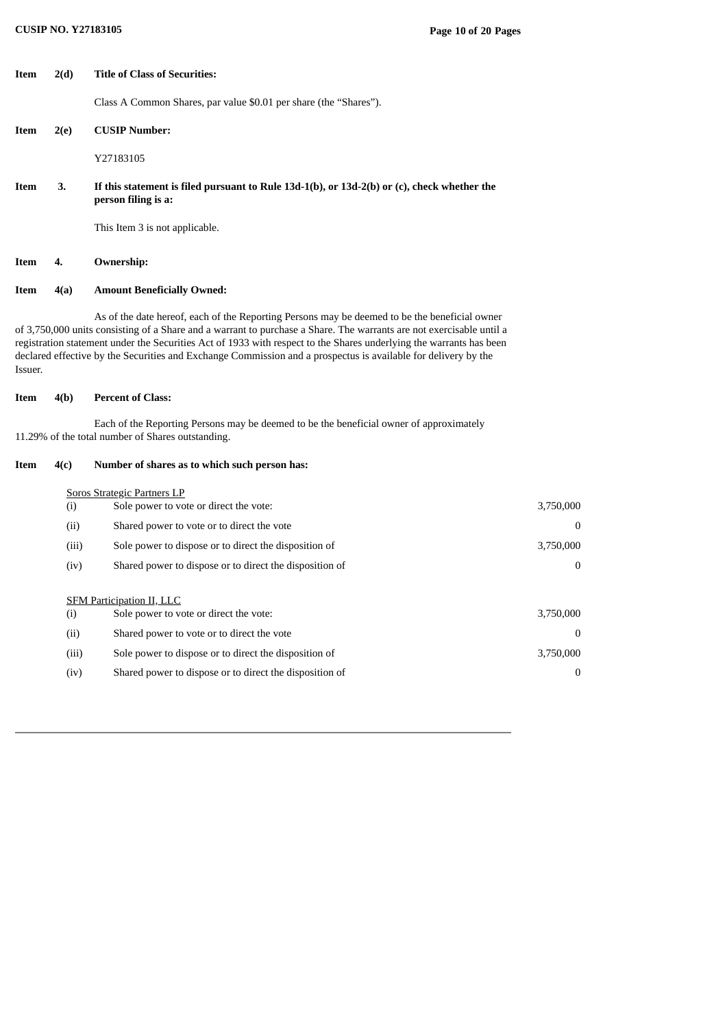**Item 2(d) Title of Class of Securities:**

Class A Common Shares, par value $0.01 per share (the “Shares”).

**Item 2(e) CUSIP Number:**

Y27183105

**Item 3. If this statement is filed pursuant to Rule 13d-1(b), or 13d-2(b) or (c), check whether the person filing is a:**

This Item 3 is not applicable.

**Item 4. Ownership:**

**Item 4(a) Amount Beneficially Owned:**

As of the date hereof, each of the Reporting Persons may be deemed to be the beneficial owner of 3,750,000 units consisting of a Share and a warrant to purchase a Share. The warrants are not exercisable until a registration statement under the Securities Act of 1933 with respect to the Shares underlying the warrants has been declared effective by the Securities and Exchange Commission and a prospectus is available for delivery by the Issuer.

**Item 4(b) Percent of Class:**

Each of the Reporting Persons may be deemed to be the beneficial owner of approximately 11.29% of the total number of Shares outstanding.

**Item 4(c) Number of shares as to which such person has:**

Soros Strategic Partners LP

| | | |
|---|---|---|
| (i) | Sole power to vote or direct the vote: | 3,750,000 |
| (ii) | Shared power to vote or to direct the vote | 0 |
| (iii) | Sole power to dispose or to direct the disposition of | 3,750,000 |
| (iv) | Shared power to dispose or to direct the disposition of | 0 |

SFM Participation II, LLC

| | | |
|---|---|---|
| (i) | Sole power to vote or direct the vote: | 3,750,000 |
| (ii) | Shared power to vote or to direct the vote | 0 |
| (iii) | Sole power to dispose or to direct the disposition of | 3,750,000 |
| (iv) | Shared power to dispose or to direct the disposition of | 0 |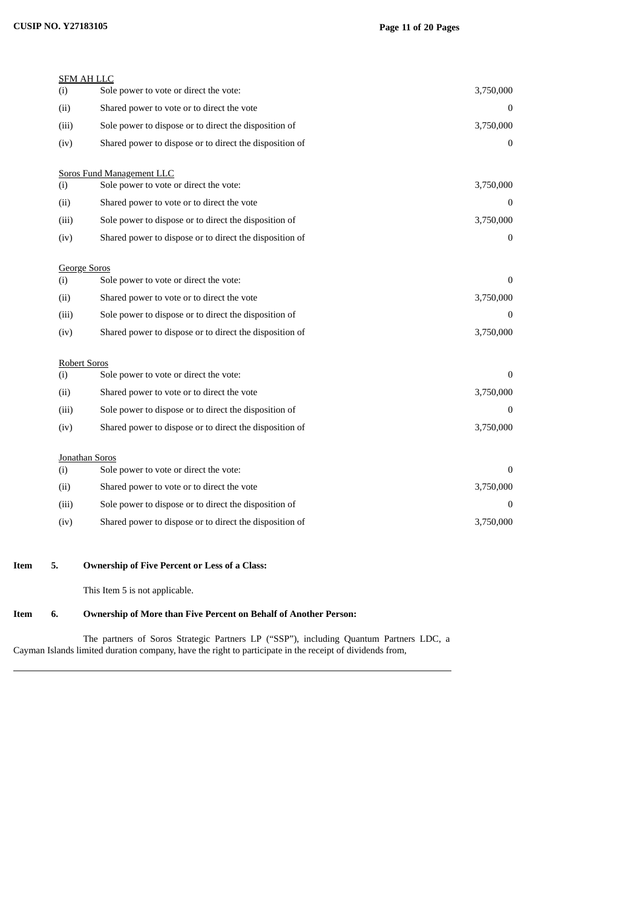SFM AH LLC

| | | |
|---|---|---|
| (i) | Sole power to vote or direct the vote: | 3,750,000 |
| (ii) | Shared power to vote or to direct the vote | 0 |
| (iii) | Sole power to dispose or to direct the disposition of | 3,750,000 |
| (iv) | Shared power to dispose or to direct the disposition of | 0 |

Soros Fund Management LLC

| | | |
|---|---|---|
| (i) | Sole power to vote or direct the vote: | 3,750,000 |
| (ii) | Shared power to vote or to direct the vote | 0 |
| (iii) | Sole power to dispose or to direct the disposition of | 3,750,000 |
| (iv) | Shared power to dispose or to direct the disposition of | 0 |

George Soros

| | | |
|---|---|---|
| (i) | Sole power to vote or direct the vote: | 0 |
| (ii) | Shared power to vote or to direct the vote | 3,750,000 |
| (iii) | Sole power to dispose or to direct the disposition of | 0 |
| (iv) | Shared power to dispose or to direct the disposition of | 3,750,000 |

Robert Soros

| | | |
|---|---|---|
| (i) | Sole power to vote or direct the vote: | 0 |
| (ii) | Shared power to vote or to direct the vote | 3,750,000 |
| (iii) | Sole power to dispose or to direct the disposition of | 0 |
| (iv) | Shared power to dispose or to direct the disposition of | 3,750,000 |

Jonathan Soros

| | | |
|---|---|---|
| (i) | Sole power to vote or direct the vote: | 0 |
| (ii) | Shared power to vote or to direct the vote | 3,750,000 |
| (iii) | Sole power to dispose or to direct the disposition of | 0 |
| (iv) | Shared power to dispose or to direct the disposition of | 3,750,000 |

**Item 5. Ownership of Five Percent or Less of a Class:**

This Item 5 is not applicable.

**Item 6. Ownership of More than Five Percent on Behalf of Another Person:**

The partners of Soros Strategic Partners LP ("SSP"), including Quantum Partners LDC, a Cayman Islands limited duration company, have the right to participate in the receipt of dividends from,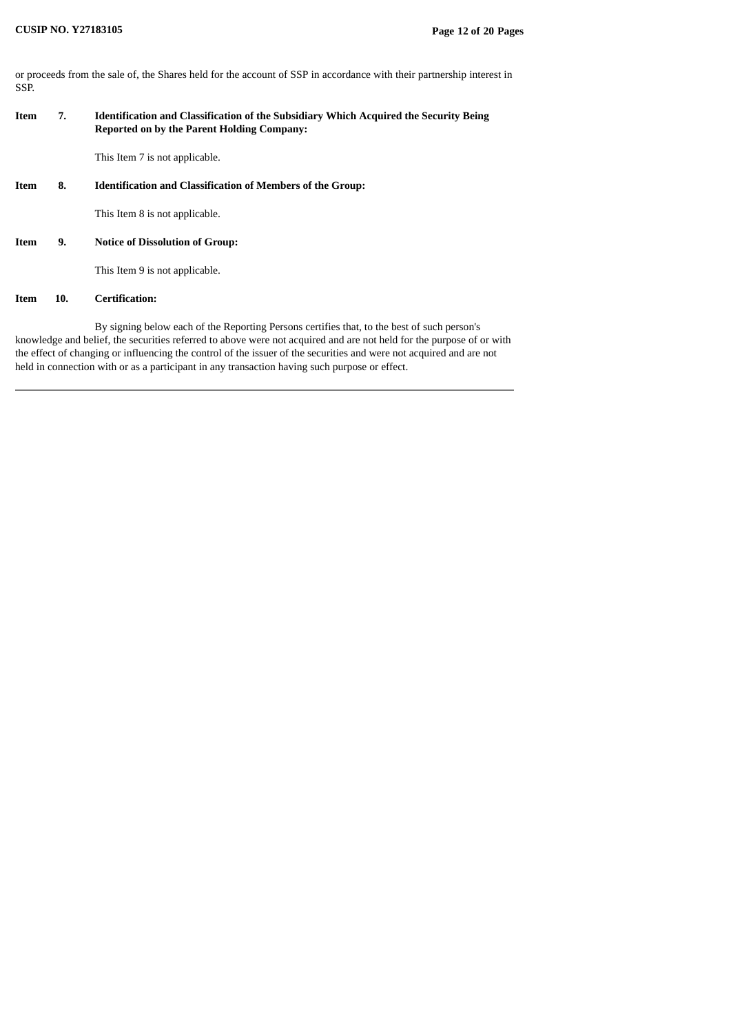or proceeds from the sale of, the Shares held for the account of SSP in accordance with their partnership interest in SSP.

**Item 7. Identification and Classification of the Subsidiary Which Acquired the Security Being Reported on by the Parent Holding Company:**

This Item 7 is not applicable.

**Item 8. Identification and Classification of Members of the Group:**

This Item 8 is not applicable.

**Item 9. Notice of Dissolution of Group:**

This Item 9 is not applicable.

**Item 10. Certification:**

By signing below each of the Reporting Persons certifies that, to the best of such person's knowledge and belief, the securities referred to above were not acquired and are not held for the purpose of or with the effect of changing or influencing the control of the issuer of the securities and were not acquired and are not held in connection with or as a participant in any transaction having such purpose or effect.

---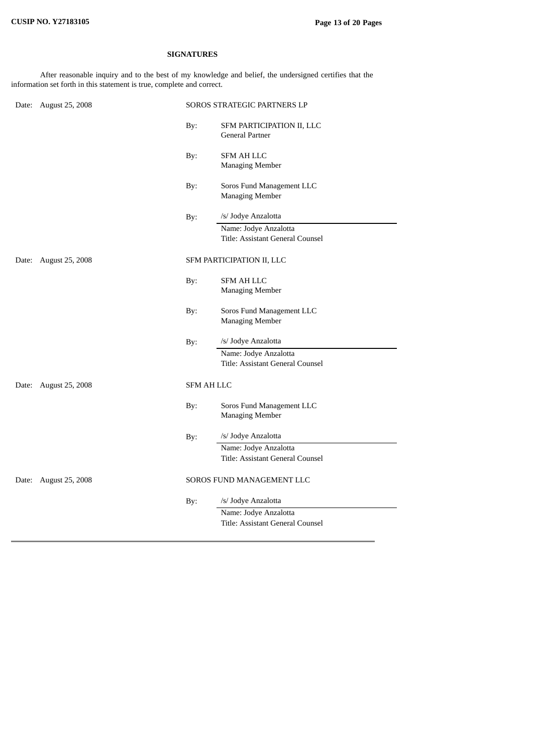**SIGNATURES**

After reasonable inquiry and to the best of my knowledge and belief, the undersigned certifies that the information set forth in this statement is true, complete and correct.

Date: August 25, 2008

SOROS STRATEGIC PARTNERS LP

By: SFM PARTICIPATION II, LLC
General Partner

By: SFM AH LLC
Managing Member

By: Soros Fund Management LLC
Managing Member

By: /s/ Jodye Anzalotta
Name: Jodye Anzalotta
Title: Assistant General Counsel

Date: August 25, 2008

SFM PARTICIPATION II, LLC

By: SFM AH LLC
Managing Member

By: Soros Fund Management LLC
Managing Member

By: /s/ Jodye Anzalotta
Name: Jodye Anzalotta
Title: Assistant General Counsel

Date: August 25, 2008

SFM AH LLC

By: Soros Fund Management LLC
Managing Member

By: /s/ Jodye Anzalotta
Name: Jodye Anzalotta
Title: Assistant General Counsel

Date: August 25, 2008

SOROS FUND MANAGEMENT LLC

By: /s/ Jodye Anzalotta
Name: Jodye Anzalotta
Title: Assistant General Counsel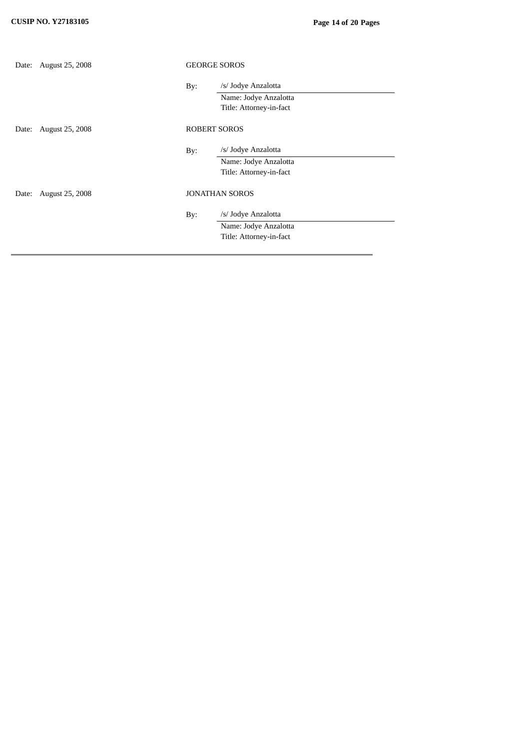| | | | |
|---|---|---|---|
| Date: | August 25, 2008 | GEORGE SOROS | |
| | | By: | /s/ Jodye Anzalotta |
| | | | Name: Jodye Anzalotta |
| | | | Title: Attorney-in-fact |
| Date: | August 25, 2008 | ROBERT SOROS | |
| | | By: | /s/ Jodye Anzalotta |
| | | | Name: Jodye Anzalotta |
| | | | Title: Attorney-in-fact |
| Date: | August 25, 2008 | JONATHAN SOROS | |
| | | By: | /s/ Jodye Anzalotta |
| | | | Name: Jodye Anzalotta |
| | | | Title: Attorney-in-fact |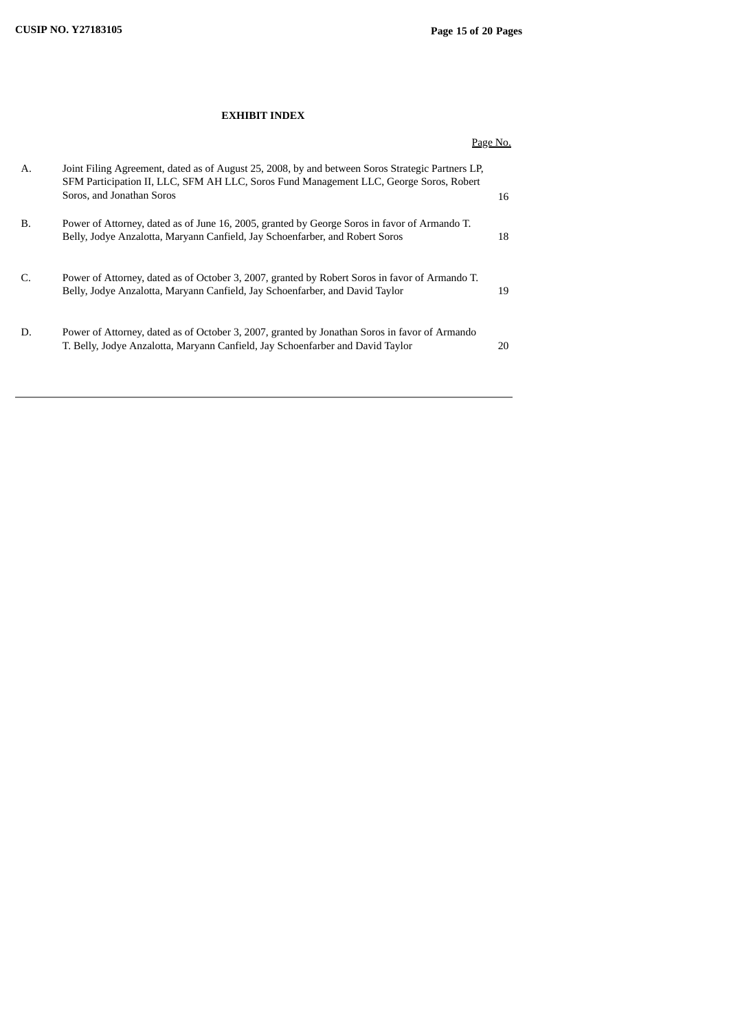## EXHIBIT INDEX

| | | Page No. |
|---|---|---|
| A. | Joint Filing Agreement, dated as of August 25, 2008, by and between Soros Strategic Partners LP, SFM Participation II, LLC, SFM AH LLC, Soros Fund Management LLC, George Soros, Robert Soros, and Jonathan Soros | 16 |
| B. | Power of Attorney, dated as of June 16, 2005, granted by George Soros in favor of Armando T. Belly, Jodye Anzalotta, Maryann Canfield, Jay Schoenfarber, and Robert Soros | 18 |
| C. | Power of Attorney, dated as of October 3, 2007, granted by Robert Soros in favor of Armando T. Belly, Jodye Anzalotta, Maryann Canfield, Jay Schoenfarber, and David Taylor | 19 |
| D. | Power of Attorney, dated as of October 3, 2007, granted by Jonathan Soros in favor of Armando T. Belly, Jodye Anzalotta, Maryann Canfield, Jay Schoenfarber and David Taylor | 20 |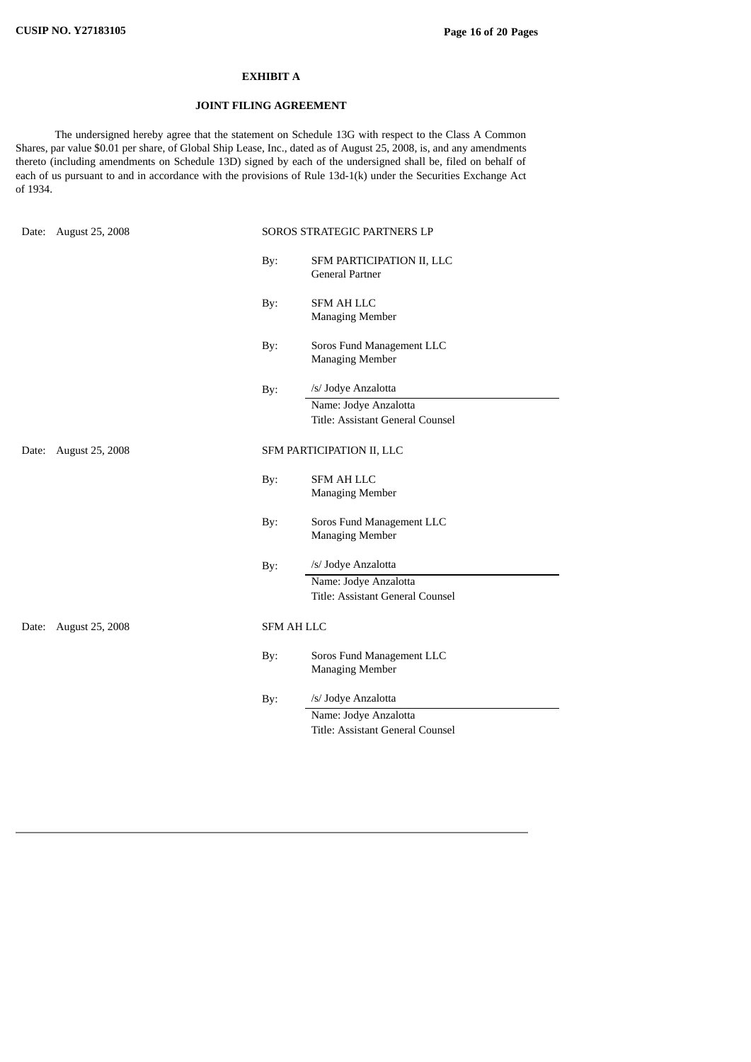# EXHIBIT A

## JOINT FILING AGREEMENT

The undersigned hereby agree that the statement on Schedule 13G with respect to the Class A Common Shares, par value $0.01 per share, of Global Ship Lease, Inc., dated as of August 25, 2008, is, and any amendments thereto (including amendments on Schedule 13D) signed by each of the undersigned shall be, filed on behalf of each of us pursuant to and in accordance with the provisions of Rule 13d-1(k) under the Securities Exchange Act of 1934.

Date: August 25, 2008

SOROS STRATEGIC PARTNERS LP

By: SFM PARTICIPATION II, LLC
General Partner

By: SFM AH LLC
Managing Member

By: Soros Fund Management LLC
Managing Member

By: /s/ Jodye Anzalotta
Name: Jodye Anzalotta
Title: Assistant General Counsel

Date: August 25, 2008

SFM PARTICIPATION II, LLC

By: SFM AH LLC
Managing Member

By: Soros Fund Management LLC
Managing Member

By: /s/ Jodye Anzalotta
Name: Jodye Anzalotta
Title: Assistant General Counsel

Date: August 25, 2008

SFM AH LLC

By: Soros Fund Management LLC
Managing Member

By: /s/ Jodye Anzalotta
Name: Jodye Anzalotta
Title: Assistant General Counsel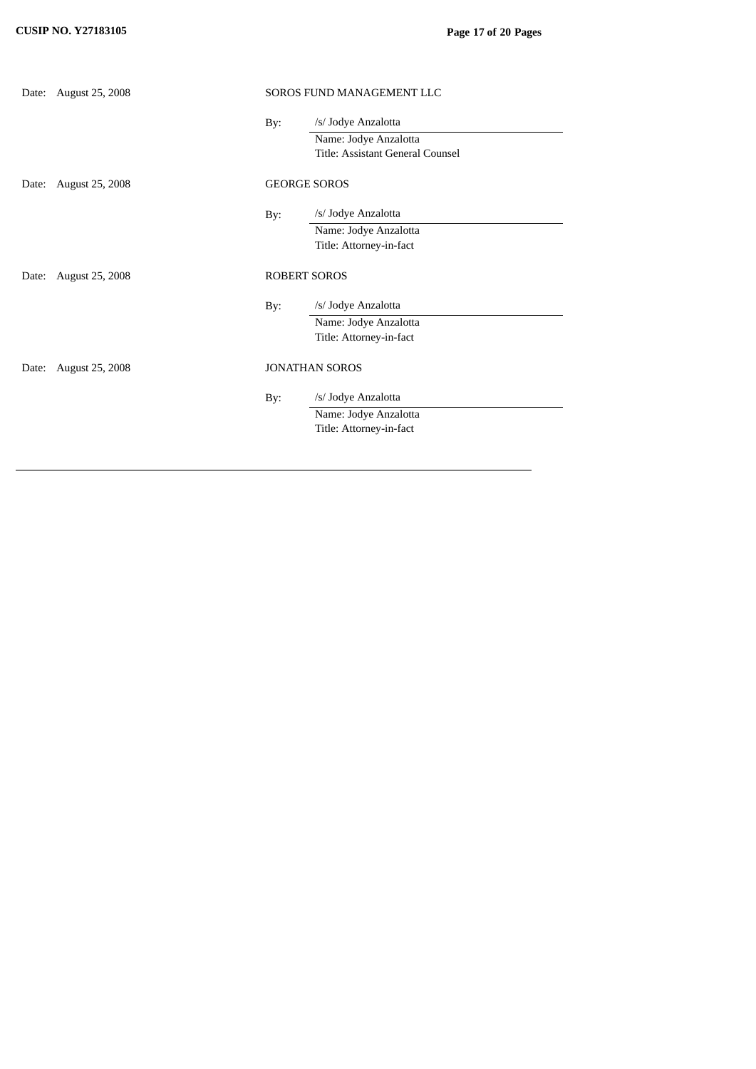Date: August 25, 2008

SOROS FUND MANAGEMENT LLC

By: /s/ Jodye Anzalotta
Name: Jodye Anzalotta
Title: Assistant General Counsel

Date: August 25, 2008

GEORGE SOROS

By: /s/ Jodye Anzalotta
Name: Jodye Anzalotta
Title: Attorney-in-fact

Date: August 25, 2008

ROBERT SOROS

By: /s/ Jodye Anzalotta
Name: Jodye Anzalotta
Title: Attorney-in-fact

Date: August 25, 2008

JONATHAN SOROS

By: /s/ Jodye Anzalotta
Name: Jodye Anzalotta
Title: Attorney-in-fact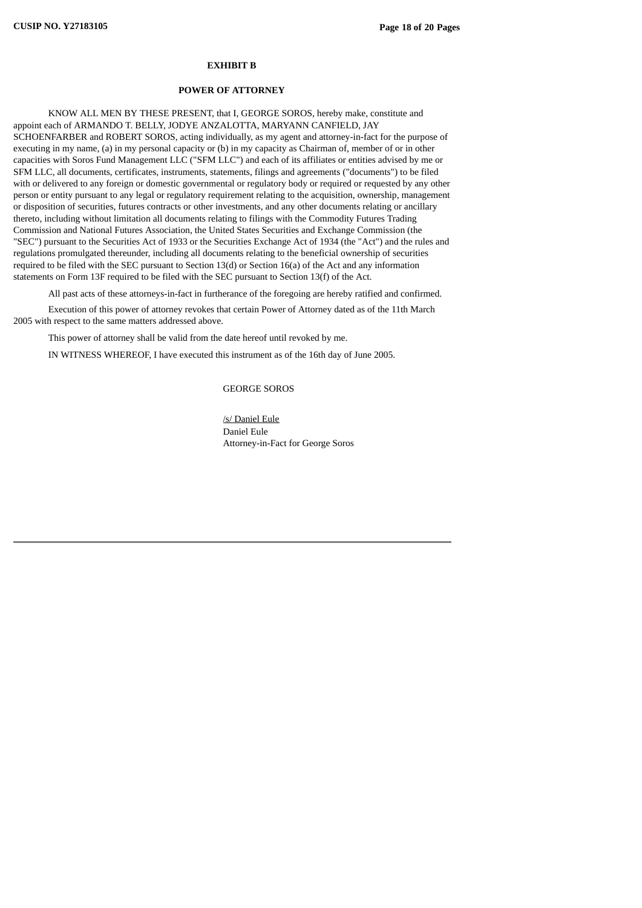**EXHIBIT B**

**POWER OF ATTORNEY**

KNOW ALL MEN BY THESE PRESENT, that I, GEORGE SOROS, hereby make, constitute and appoint each of ARMANDO T. BELLY, JODYE ANZALOTTA, MARYANN CANFIELD, JAY SCHOENFARBER and ROBERT SOROS, acting individually, as my agent and attorney-in-fact for the purpose of executing in my name, (a) in my personal capacity or (b) in my capacity as Chairman of, member of or in other capacities with Soros Fund Management LLC ("SFM LLC") and each of its affiliates or entities advised by me or SFM LLC, all documents, certificates, instruments, statements, filings and agreements ("documents") to be filed with or delivered to any foreign or domestic governmental or regulatory body or required or requested by any other person or entity pursuant to any legal or regulatory requirement relating to the acquisition, ownership, management or disposition of securities, futures contracts or other investments, and any other documents relating or ancillary thereto, including without limitation all documents relating to filings with the Commodity Futures Trading Commission and National Futures Association, the United States Securities and Exchange Commission (the "SEC") pursuant to the Securities Act of 1933 or the Securities Exchange Act of 1934 (the "Act") and the rules and regulations promulgated thereunder, including all documents relating to the beneficial ownership of securities required to be filed with the SEC pursuant to Section 13(d) or Section 16(a) of the Act and any information statements on Form 13F required to be filed with the SEC pursuant to Section 13(f) of the Act.

All past acts of these attorneys-in-fact in furtherance of the foregoing are hereby ratified and confirmed.

Execution of this power of attorney revokes that certain Power of Attorney dated as of the 11th March 2005 with respect to the same matters addressed above.

This power of attorney shall be valid from the date hereof until revoked by me.

IN WITNESS WHEREOF, I have executed this instrument as of the 16th day of June 2005.

GEORGE SOROS

/s/ Daniel Eule
Daniel Eule
Attorney-in-Fact for George Soros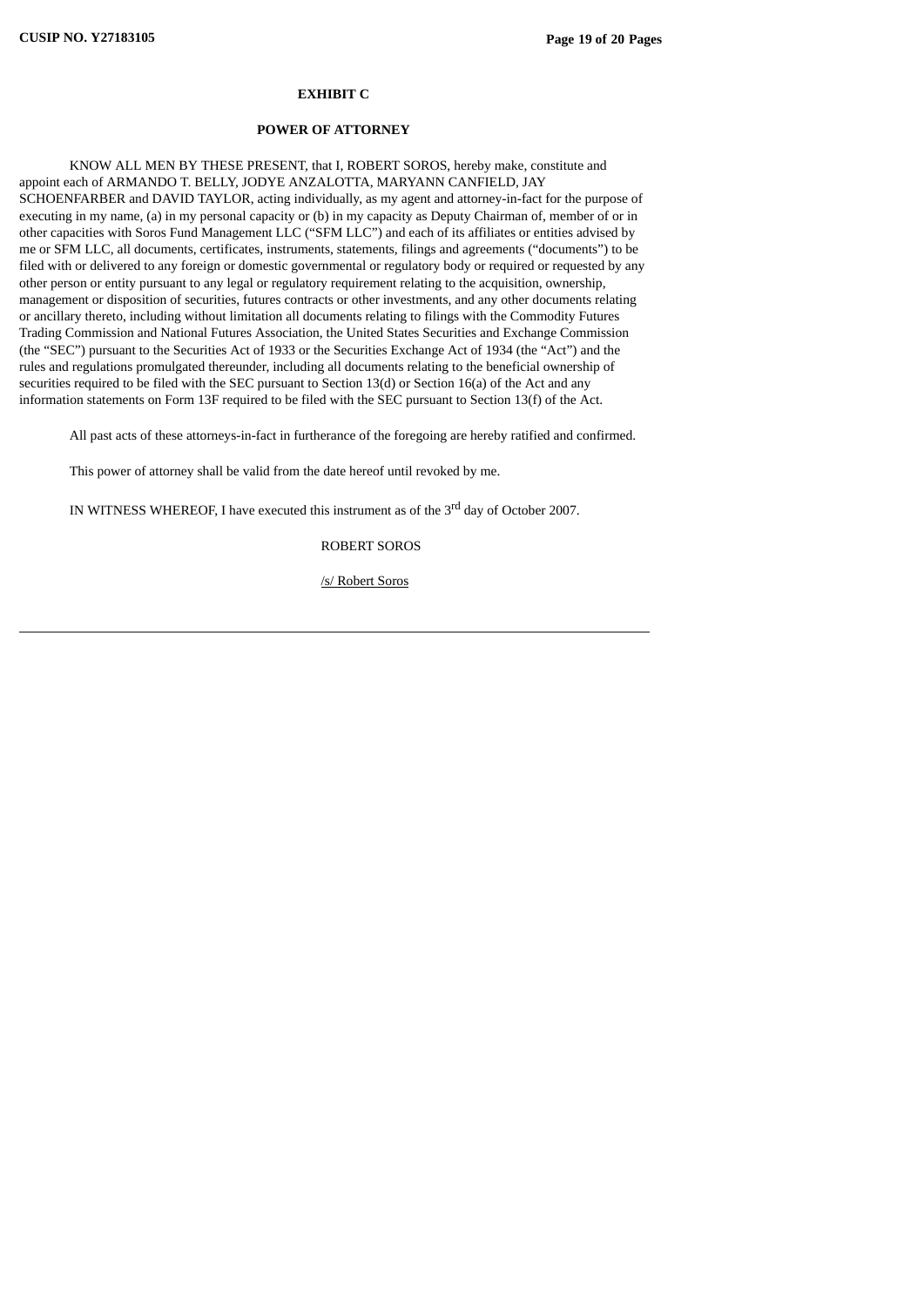## EXHIBIT C

## POWER OF ATTORNEY

KNOW ALL MEN BY THESE PRESENT, that I, ROBERT SOROS, hereby make, constitute and appoint each of ARMANDO T. BELLY, JODYE ANZALOTTA, MARYANN CANFIELD, JAY SCHOENFARBER and DAVID TAYLOR, acting individually, as my agent and attorney-in-fact for the purpose of executing in my name, (a) in my personal capacity or (b) in my capacity as Deputy Chairman of, member of or in other capacities with Soros Fund Management LLC ("SFM LLC") and each of its affiliates or entities advised by me or SFM LLC, all documents, certificates, instruments, statements, filings and agreements ("documents") to be filed with or delivered to any foreign or domestic governmental or regulatory body or required or requested by any other person or entity pursuant to any legal or regulatory requirement relating to the acquisition, ownership, management or disposition of securities, futures contracts or other investments, and any other documents relating or ancillary thereto, including without limitation all documents relating to filings with the Commodity Futures Trading Commission and National Futures Association, the United States Securities and Exchange Commission (the "SEC") pursuant to the Securities Act of 1933 or the Securities Exchange Act of 1934 (the "Act") and the rules and regulations promulgated thereunder, including all documents relating to the beneficial ownership of securities required to be filed with the SEC pursuant to Section 13(d) or Section 16(a) of the Act and any information statements on Form 13F required to be filed with the SEC pursuant to Section 13(f) of the Act.

All past acts of these attorneys-in-fact in furtherance of the foregoing are hereby ratified and confirmed.

This power of attorney shall be valid from the date hereof until revoked by me.

IN WITNESS WHEREOF, I have executed this instrument as of the 3rd day of October 2007.

ROBERT SOROS

/s/ Robert Soros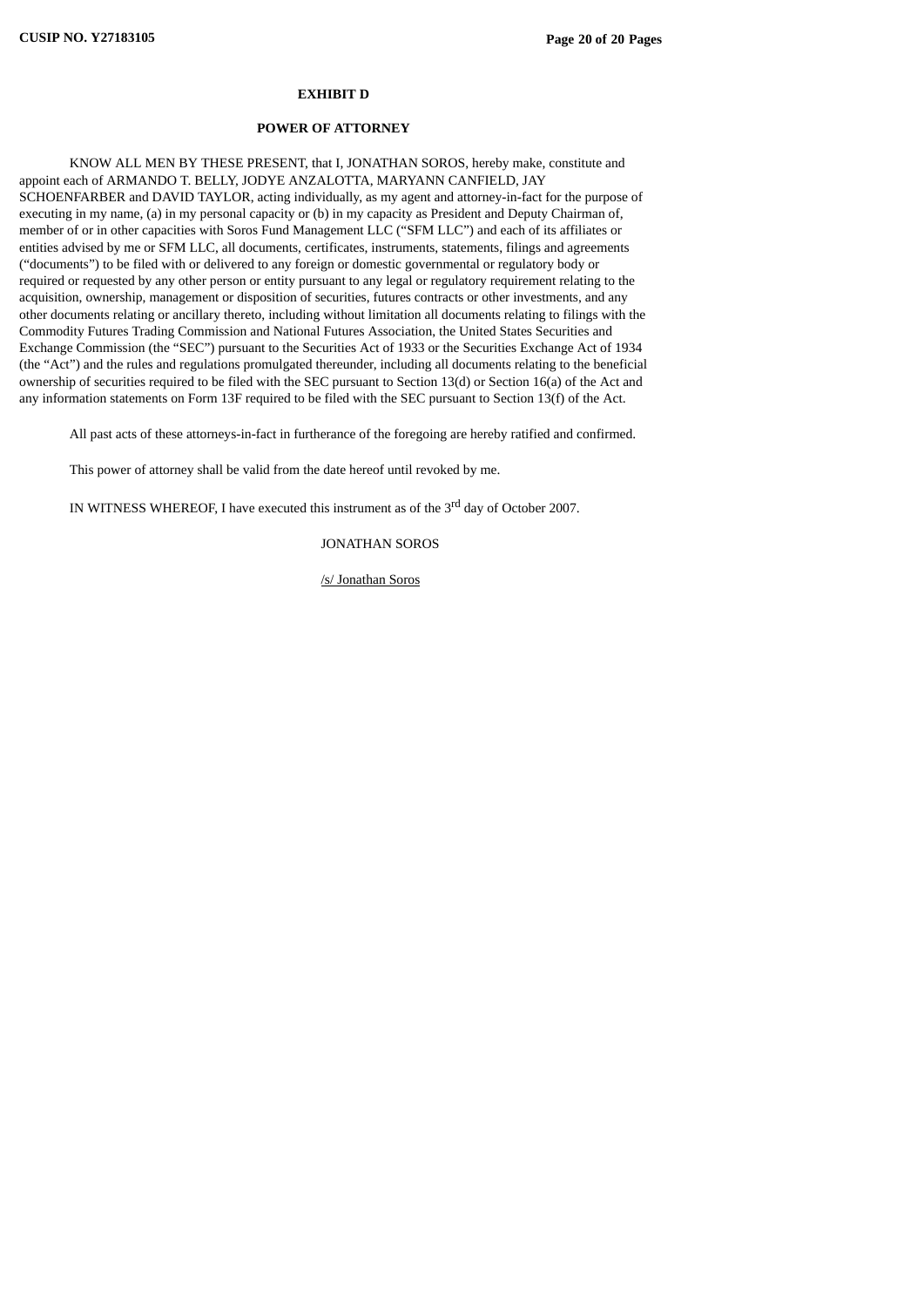**EXHIBIT D**

**POWER OF ATTORNEY**

KNOW ALL MEN BY THESE PRESENT, that I, JONATHAN SOROS, hereby make, constitute and appoint each of ARMANDO T. BELLY, JODYE ANZALOTTA, MARYANN CANFIELD, JAY SCHOENFARBER and DAVID TAYLOR, acting individually, as my agent and attorney-in-fact for the purpose of executing in my name, (a) in my personal capacity or (b) in my capacity as President and Deputy Chairman of, member of or in other capacities with Soros Fund Management LLC ("SFM LLC") and each of its affiliates or entities advised by me or SFM LLC, all documents, certificates, instruments, statements, filings and agreements ("documents") to be filed with or delivered to any foreign or domestic governmental or regulatory body or required or requested by any other person or entity pursuant to any legal or regulatory requirement relating to the acquisition, ownership, management or disposition of securities, futures contracts or other investments, and any other documents relating or ancillary thereto, including without limitation all documents relating to filings with the Commodity Futures Trading Commission and National Futures Association, the United States Securities and Exchange Commission (the "SEC") pursuant to the Securities Act of 1933 or the Securities Exchange Act of 1934 (the "Act") and the rules and regulations promulgated thereunder, including all documents relating to the beneficial ownership of securities required to be filed with the SEC pursuant to Section 13(d) or Section 16(a) of the Act and any information statements on Form 13F required to be filed with the SEC pursuant to Section 13(f) of the Act.

All past acts of these attorneys-in-fact in furtherance of the foregoing are hereby ratified and confirmed.

This power of attorney shall be valid from the date hereof until revoked by me.

IN WITNESS WHEREOF, I have executed this instrument as of the 3rd day of October 2007.

JONATHAN SOROS

/s/ Jonathan Soros